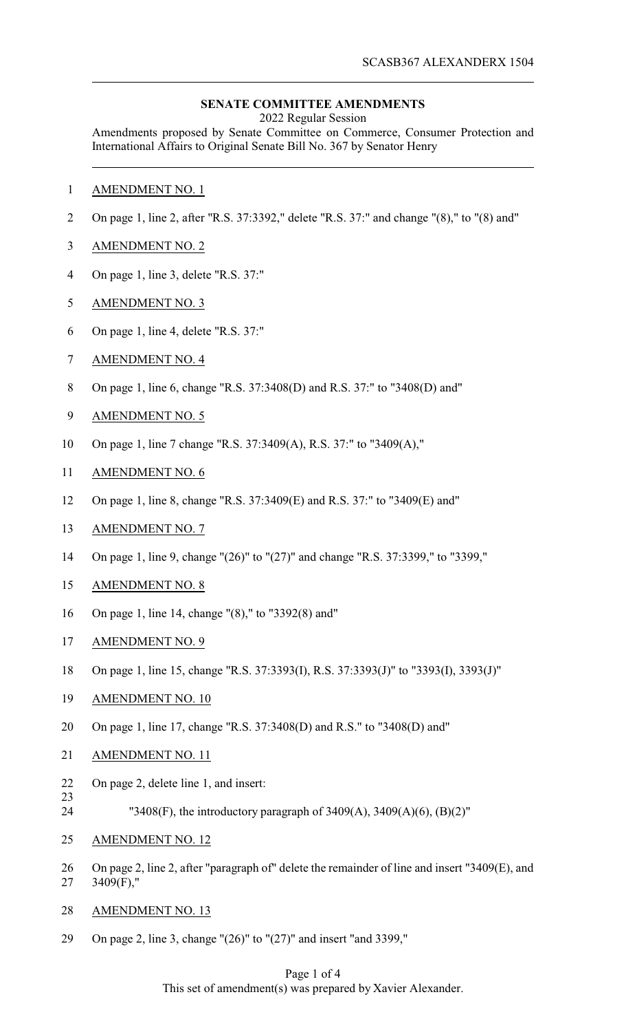**SENATE COMMITTEE AMENDMENTS**

2022 Regular Session

Amendments proposed by Senate Committee on Commerce, Consumer Protection and International Affairs to Original Senate Bill No. 367 by Senator Henry

AMENDMENT NO. 1

On page 1, line 2, after "R.S. 37:3392," delete "R.S. 37:" and change "(8)," to "(8) and"

AMENDMENT NO. 2

On page 1, line 3, delete "R.S. 37:"

AMENDMENT NO. 3

On page 1, line 4, delete "R.S. 37:"

AMENDMENT NO. 4

On page 1, line 6, change "R.S. 37:3408(D) and R.S. 37:" to "3408(D) and"

AMENDMENT NO. 5

On page 1, line 7 change "R.S. 37:3409(A), R.S. 37:" to "3409(A),"

AMENDMENT NO. 6

On page 1, line 8, change "R.S. 37:3409(E) and R.S. 37:" to "3409(E) and"

AMENDMENT NO. 7

On page 1, line 9, change "(26)" to "(27)" and change "R.S. 37:3399," to "3399,"

AMENDMENT NO. 8

On page 1, line 14, change "(8)," to "3392(8) and"

AMENDMENT NO. 9

On page 1, line 15, change "R.S. 37:3393(I), R.S. 37:3393(J)" to "3393(I), 3393(J)"

AMENDMENT NO. 10

On page 1, line 17, change "R.S. 37:3408(D) and R.S." to "3408(D) and"

AMENDMENT NO. 11

On page 2, delete line 1, and insert:

"3408(F), the introductory paragraph of 3409(A), 3409(A)(6), (B)(2)"

AMENDMENT NO. 12

On page 2, line 2, after "paragraph of" delete the remainder of line and insert "3409(E), and 3409(F),"

AMENDMENT NO. 13

On page 2, line 3, change "(26)" to "(27)" and insert "and 3399,"

This set of amendment(s) was prepared by Xavier Alexander.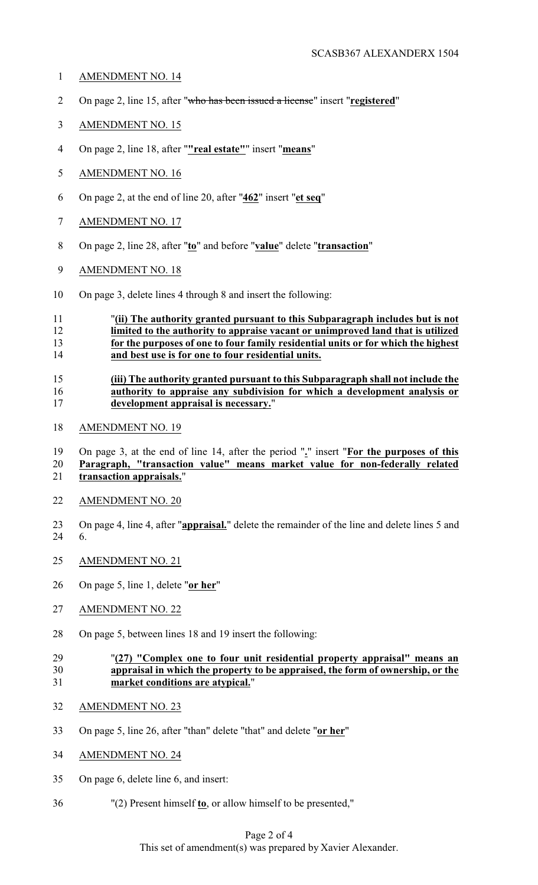AMENDMENT NO. 14

On page 2, line 15, after "~~who has been issued a license~~" insert "**registered**"

AMENDMENT NO. 15

On page 2, line 18, after "**"real estate"**" insert "**means**"

AMENDMENT NO. 16

On page 2, at the end of line 20, after "**462**" insert "**et seq**"

AMENDMENT NO. 17

On page 2, line 28, after "**to**" and before "**value**" delete "**transaction**"

AMENDMENT NO. 18

On page 3, delete lines 4 through 8 and insert the following:

"**(ii) The authority granted pursuant to this Subparagraph includes but is not limited to the authority to appraise vacant or unimproved land that is utilized for the purposes of one to four family residential units or for which the highest and best use is for one to four residential units.**

**(iii) The authority granted pursuant to this Subparagraph shall not include the authority to appraise any subdivision for which a development analysis or development appraisal is necessary.**"

AMENDMENT NO. 19

On page 3, at the end of line 14, after the period "**.**" insert "**For the purposes of this Paragraph, "transaction value" means market value for non-federally related transaction appraisals.**"

AMENDMENT NO. 20

On page 4, line 4, after "**appraisal.**" delete the remainder of the line and delete lines 5 and 6.

AMENDMENT NO. 21

On page 5, line 1, delete "**or her**"

AMENDMENT NO. 22

On page 5, between lines 18 and 19 insert the following:

"**(27) "Complex one to four unit residential property appraisal" means an appraisal in which the property to be appraised, the form of ownership, or the market conditions are atypical.**"

AMENDMENT NO. 23

On page 5, line 26, after "than" delete "that" and delete "**or her**"

AMENDMENT NO. 24

On page 6, delete line 6, and insert:

"(2) Present himself **to**, or allow himself to be presented,"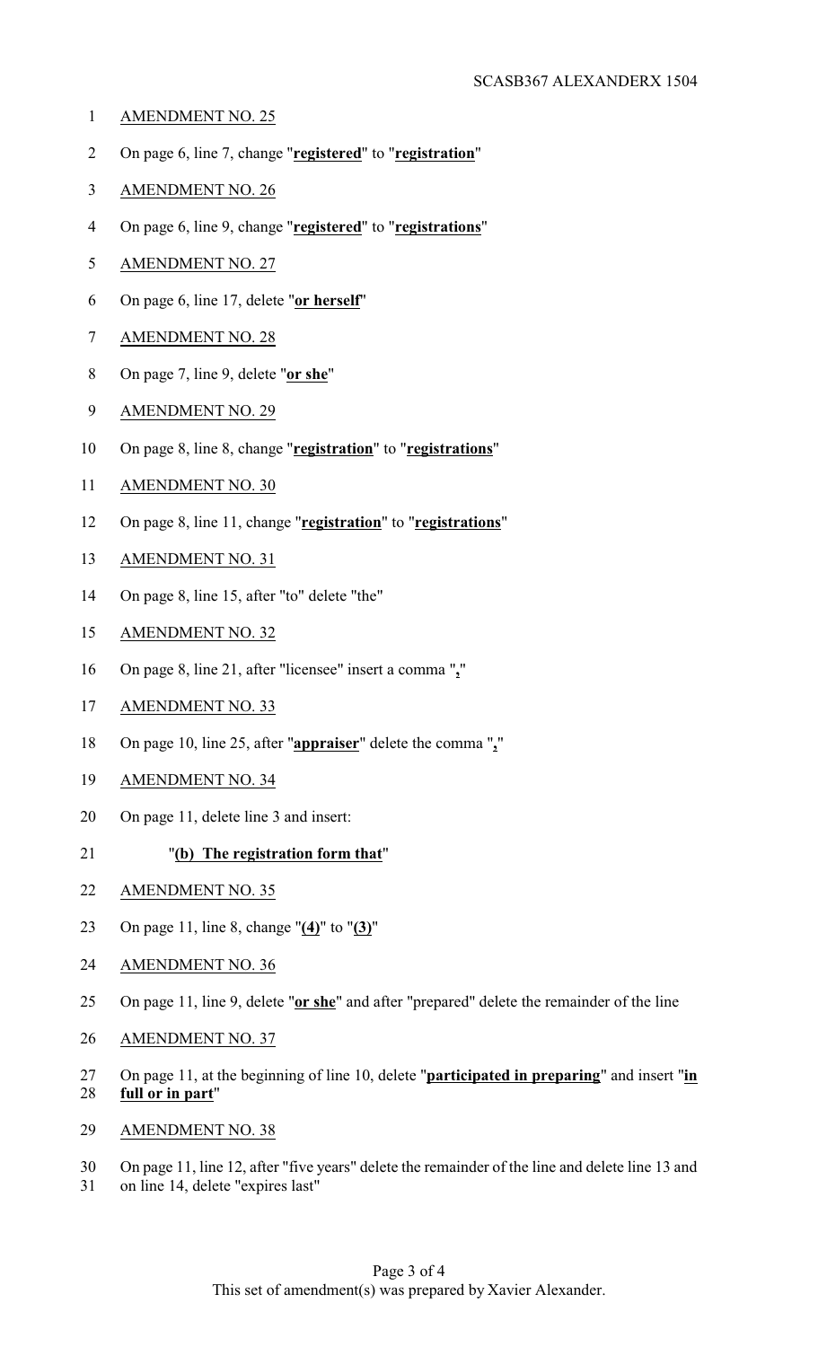AMENDMENT NO. 25

On page 6, line 7, change "**registered**" to "**registration**"

AMENDMENT NO. 26

On page 6, line 9, change "**registered**" to "**registrations**"

AMENDMENT NO. 27

On page 6, line 17, delete "**or herself**"

AMENDMENT NO. 28

On page 7, line 9, delete "**or she**"

AMENDMENT NO. 29

On page 8, line 8, change "**registration**" to "**registrations**"

AMENDMENT NO. 30

On page 8, line 11, change "**registration**" to "**registrations**"

AMENDMENT NO. 31

On page 8, line 15, after "to" delete "the"

AMENDMENT NO. 32

On page 8, line 21, after "licensee" insert a comma "**,**"

AMENDMENT NO. 33

On page 10, line 25, after "**appraiser**" delete the comma "**,**"

AMENDMENT NO. 34

On page 11, delete line 3 and insert:

"**(b) The registration form that**"

AMENDMENT NO. 35

On page 11, line 8, change "**(4)**" to "**(3)**"

AMENDMENT NO. 36

On page 11, line 9, delete "**or she**" and after "prepared" delete the remainder of the line

AMENDMENT NO. 37

On page 11, at the beginning of line 10, delete "**participated in preparing**" and insert "**in full or in part**"

AMENDMENT NO. 38

On page 11, line 12, after "five years" delete the remainder of the line and delete line 13 and on line 14, delete "expires last"

This set of amendment(s) was prepared by Xavier Alexander.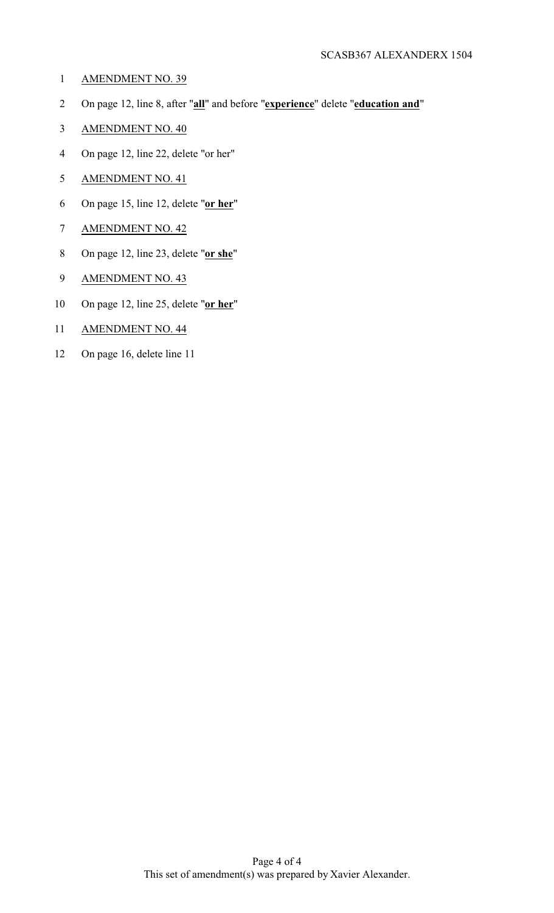AMENDMENT NO. 39

On page 12, line 8, after "**all**" and before "**experience**" delete "**education and**"

AMENDMENT NO. 40

On page 12, line 22, delete "or her"

AMENDMENT NO. 41

On page 15, line 12, delete "**or her**"

AMENDMENT NO. 42

On page 12, line 23, delete "**or she**"

AMENDMENT NO. 43

On page 12, line 25, delete "**or her**"

AMENDMENT NO. 44

On page 16, delete line 11

This set of amendment(s) was prepared by Xavier Alexander.